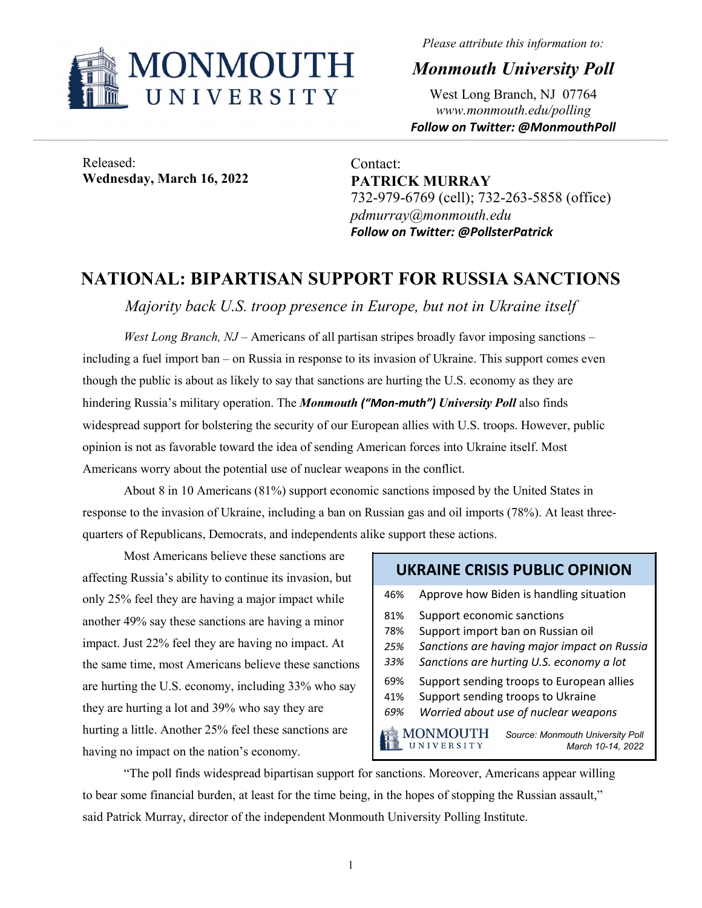Please attribute this information to:

*Monmouth University Poll*

West Long Branch, NJ 07764
*www.monmouth.edu/polling*
***Follow on Twitter: @MonmouthPoll***

Released:
**Wednesday, March 16, 2022**

Contact:
**PATRICK MURRAY**
732-979-6769 (cell); 732-263-5858 (office)
*pdmurray@monmouth.edu*
***Follow on Twitter: @PollsterPatrick***

# NATIONAL: BIPARTISAN SUPPORT FOR RUSSIA SANCTIONS

*Majority back U.S. troop presence in Europe, but not in Ukraine itself*

*West Long Branch, NJ* – Americans of all partisan stripes broadly favor imposing sanctions – including a fuel import ban – on Russia in response to its invasion of Ukraine. This support comes even though the public is about as likely to say that sanctions are hurting the U.S. economy as they are hindering Russia's military operation. The ***Monmouth ("Mon-muth") University Poll*** also finds widespread support for bolstering the security of our European allies with U.S. troops. However, public opinion is not as favorable toward the idea of sending American forces into Ukraine itself. Most Americans worry about the potential use of nuclear weapons in the conflict.

About 8 in 10 Americans (81%) support economic sanctions imposed by the United States in response to the invasion of Ukraine, including a ban on Russian gas and oil imports (78%). At least three-quarters of Republicans, Democrats, and independents alike support these actions.

Most Americans believe these sanctions are affecting Russia's ability to continue its invasion, but only 25% feel they are having a major impact while another 49% say these sanctions are having a minor impact. Just 22% feel they are having no impact. At the same time, most Americans believe these sanctions are hurting the U.S. economy, including 33% who say they are hurting a lot and 39% who say they are hurting a little. Another 25% feel these sanctions are having no impact on the nation's economy.

| UKRAINE CRISIS PUBLIC OPINION | |
|---|---|
| 46% | Approve how Biden is handling situation |
| 81% | Support economic sanctions |
| 78% | Support import ban on Russian oil |
| *25%* | *Sanctions are having major impact on Russia* |
| *33%* | *Sanctions are hurting U.S. economy a lot* |
| 69% | Support sending troops to European allies |
| 41% | Support sending troops to Ukraine |
| *69%* | *Worried about use of nuclear weapons* |

*Source: Monmouth University Poll March 10-14, 2022*

"The poll finds widespread bipartisan support for sanctions. Moreover, Americans appear willing to bear some financial burden, at least for the time being, in the hopes of stopping the Russian assault," said Patrick Murray, director of the independent Monmouth University Polling Institute.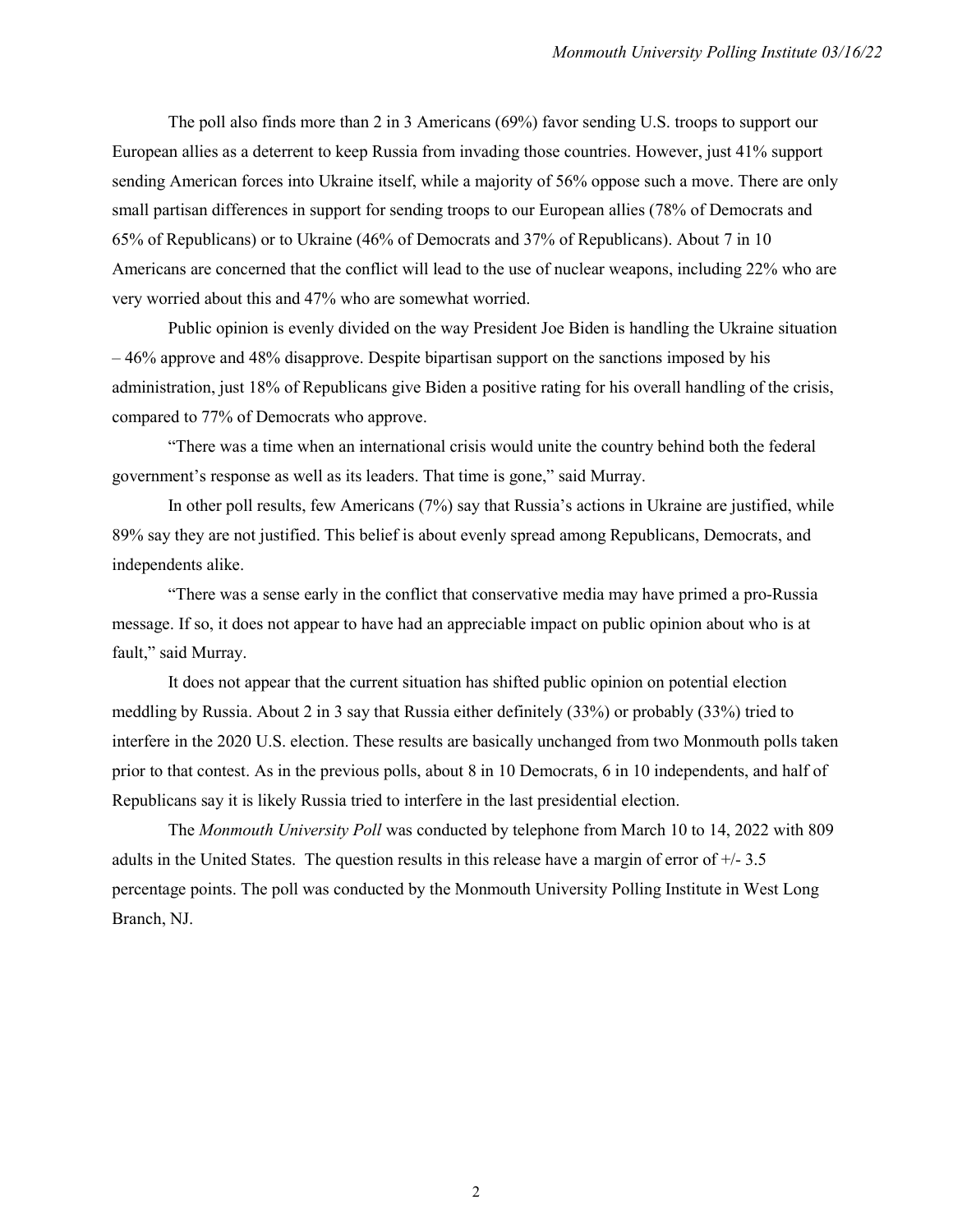The poll also finds more than 2 in 3 Americans (69%) favor sending U.S. troops to support our European allies as a deterrent to keep Russia from invading those countries. However, just 41% support sending American forces into Ukraine itself, while a majority of 56% oppose such a move. There are only small partisan differences in support for sending troops to our European allies (78% of Democrats and 65% of Republicans) or to Ukraine (46% of Democrats and 37% of Republicans). About 7 in 10 Americans are concerned that the conflict will lead to the use of nuclear weapons, including 22% who are very worried about this and 47% who are somewhat worried.

Public opinion is evenly divided on the way President Joe Biden is handling the Ukraine situation – 46% approve and 48% disapprove. Despite bipartisan support on the sanctions imposed by his administration, just 18% of Republicans give Biden a positive rating for his overall handling of the crisis, compared to 77% of Democrats who approve.

"There was a time when an international crisis would unite the country behind both the federal government's response as well as its leaders. That time is gone," said Murray.

In other poll results, few Americans (7%) say that Russia's actions in Ukraine are justified, while 89% say they are not justified. This belief is about evenly spread among Republicans, Democrats, and independents alike.

"There was a sense early in the conflict that conservative media may have primed a pro-Russia message. If so, it does not appear to have had an appreciable impact on public opinion about who is at fault," said Murray.

It does not appear that the current situation has shifted public opinion on potential election meddling by Russia. About 2 in 3 say that Russia either definitely (33%) or probably (33%) tried to interfere in the 2020 U.S. election. These results are basically unchanged from two Monmouth polls taken prior to that contest. As in the previous polls, about 8 in 10 Democrats, 6 in 10 independents, and half of Republicans say it is likely Russia tried to interfere in the last presidential election.

The *Monmouth University Poll* was conducted by telephone from March 10 to 14, 2022 with 809 adults in the United States. The question results in this release have a margin of error of +/- 3.5 percentage points. The poll was conducted by the Monmouth University Polling Institute in West Long Branch, NJ.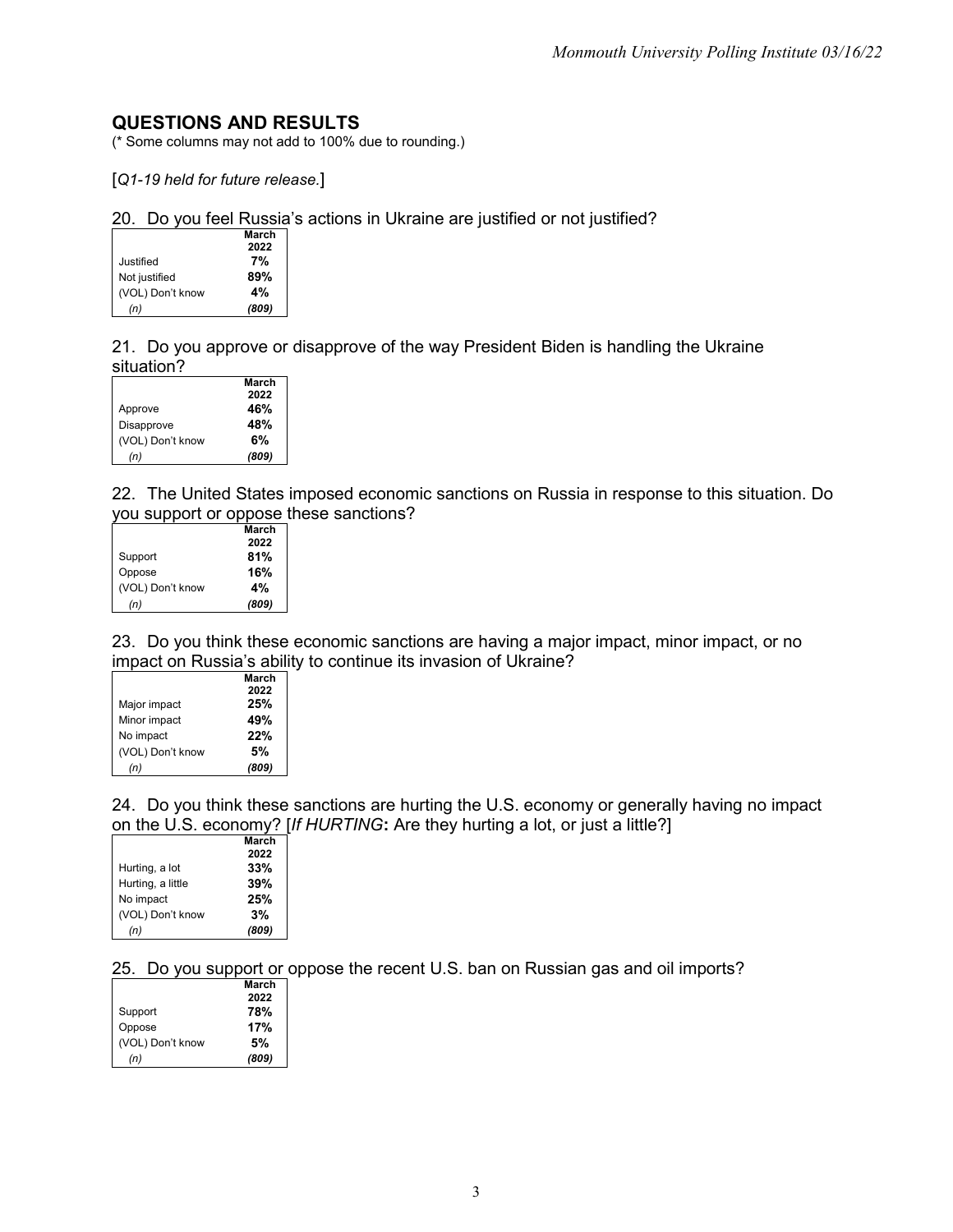## QUESTIONS AND RESULTS

(* Some columns may not add to 100% due to rounding.)

[*Q1-19 held for future release.*]

20. Do you feel Russia's actions in Ukraine are justified or not justified?

| | March 2022 |
|---|---|
| Justified | **7%** |
| Not justified | **89%** |
| (VOL) Don't know | **4%** |
| *(n)* | ***(809)*** |

21. Do you approve or disapprove of the way President Biden is handling the Ukraine situation?

| | March 2022 |
|---|---|
| Approve | **46%** |
| Disapprove | **48%** |
| (VOL) Don't know | **6%** |
| *(n)* | ***(809)*** |

22. The United States imposed economic sanctions on Russia in response to this situation. Do you support or oppose these sanctions?

| | March 2022 |
|---|---|
| Support | **81%** |
| Oppose | **16%** |
| (VOL) Don't know | **4%** |
| *(n)* | ***(809)*** |

23. Do you think these economic sanctions are having a major impact, minor impact, or no impact on Russia's ability to continue its invasion of Ukraine?

| | March 2022 |
|---|---|
| Major impact | **25%** |
| Minor impact | **49%** |
| No impact | **22%** |
| (VOL) Don't know | **5%** |
| *(n)* | ***(809)*** |

24. Do you think these sanctions are hurting the U.S. economy or generally having no impact on the U.S. economy? [*If HURTING***:** Are they hurting a lot, or just a little?]

| | March 2022 |
|---|---|
| Hurting, a lot | **33%** |
| Hurting, a little | **39%** |
| No impact | **25%** |
| (VOL) Don't know | **3%** |
| *(n)* | ***(809)*** |

25. Do you support or oppose the recent U.S. ban on Russian gas and oil imports?

| | March 2022 |
|---|---|
| Support | **78%** |
| Oppose | **17%** |
| (VOL) Don't know | **5%** |
| *(n)* | ***(809)*** |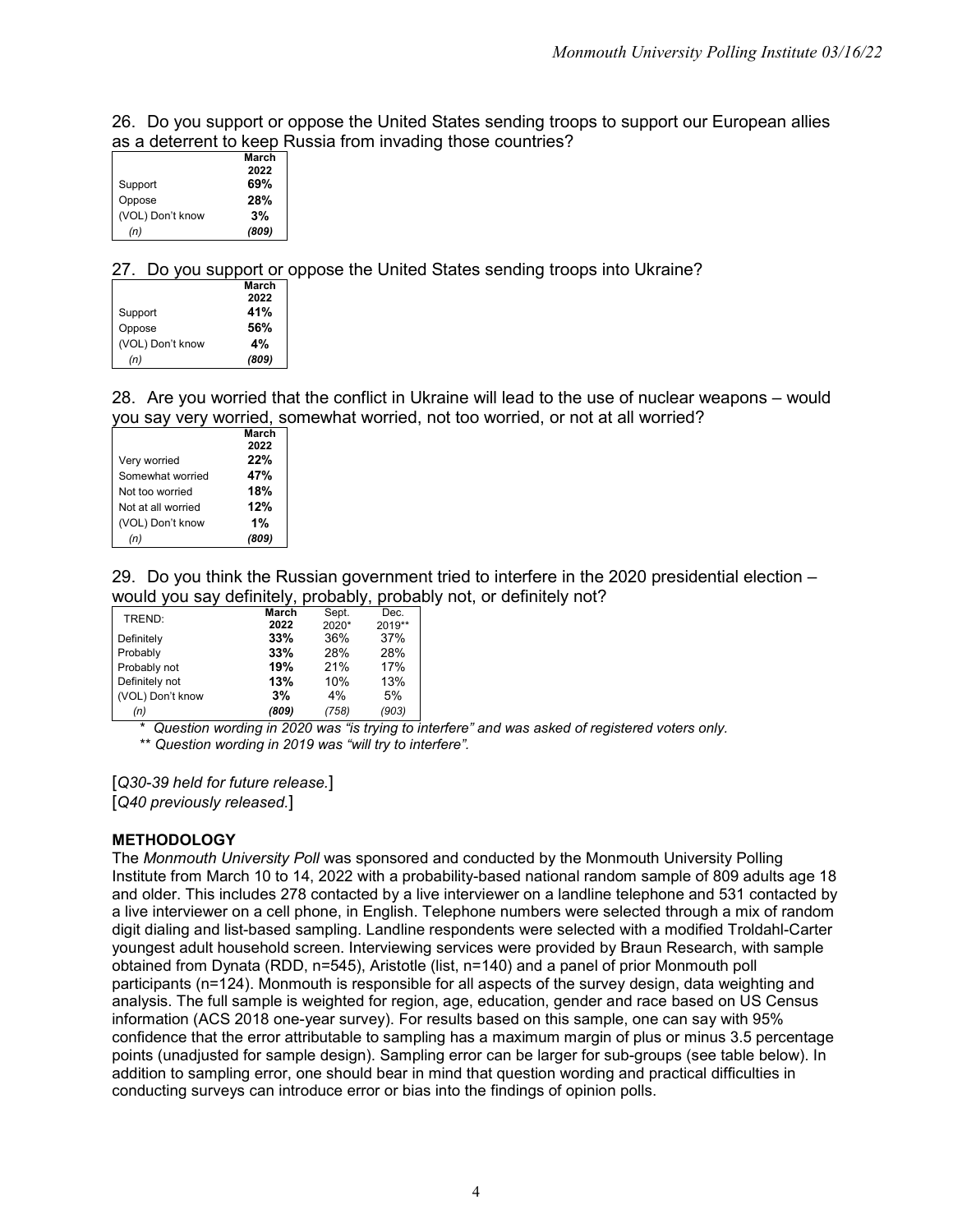26. Do you support or oppose the United States sending troops to support our European allies as a deterrent to keep Russia from invading those countries?

| | March 2022 |
|---|---|
| Support | **69%** |
| Oppose | **28%** |
| (VOL) Don't know | **3%** |
| *(n)* | ***(809)*** |

27. Do you support or oppose the United States sending troops into Ukraine?

| | March 2022 |
|---|---|
| Support | **41%** |
| Oppose | **56%** |
| (VOL) Don't know | **4%** |
| *(n)* | ***(809)*** |

28. Are you worried that the conflict in Ukraine will lead to the use of nuclear weapons – would you say very worried, somewhat worried, not too worried, or not at all worried?

| | March 2022 |
|---|---|
| Very worried | **22%** |
| Somewhat worried | **47%** |
| Not too worried | **18%** |
| Not at all worried | **12%** |
| (VOL) Don't know | **1%** |
| *(n)* | ***(809)*** |

29. Do you think the Russian government tried to interfere in the 2020 presidential election – would you say definitely, probably, probably not, or definitely not?

| TREND: | March 2022 | Sept. 2020* | Dec. 2019** |
|---|---|---|---|
| Definitely | **33%** | 36% | 37% |
| Probably | **33%** | 28% | 28% |
| Probably not | **19%** | 21% | 17% |
| Definitely not | **13%** | 10% | 13% |
| (VOL) Don't know | **3%** | 4% | 5% |
| *(n)* | ***(809)*** | *(758)* | *(903)* |

\* *Question wording in 2020 was "is trying to interfere" and was asked of registered voters only.*

\*\* *Question wording in 2019 was "will try to interfere".*

[*Q30-39 held for future release.*]
[*Q40 previously released.*]

**METHODOLOGY**

The *Monmouth University Poll* was sponsored and conducted by the Monmouth University Polling Institute from March 10 to 14, 2022 with a probability-based national random sample of 809 adults age 18 and older. This includes 278 contacted by a live interviewer on a landline telephone and 531 contacted by a live interviewer on a cell phone, in English. Telephone numbers were selected through a mix of random digit dialing and list-based sampling. Landline respondents were selected with a modified Troldahl-Carter youngest adult household screen. Interviewing services were provided by Braun Research, with sample obtained from Dynata (RDD, n=545), Aristotle (list, n=140) and a panel of prior Monmouth poll participants (n=124). Monmouth is responsible for all aspects of the survey design, data weighting and analysis. The full sample is weighted for region, age, education, gender and race based on US Census information (ACS 2018 one-year survey). For results based on this sample, one can say with 95% confidence that the error attributable to sampling has a maximum margin of plus or minus 3.5 percentage points (unadjusted for sample design). Sampling error can be larger for sub-groups (see table below). In addition to sampling error, one should bear in mind that question wording and practical difficulties in conducting surveys can introduce error or bias into the findings of opinion polls.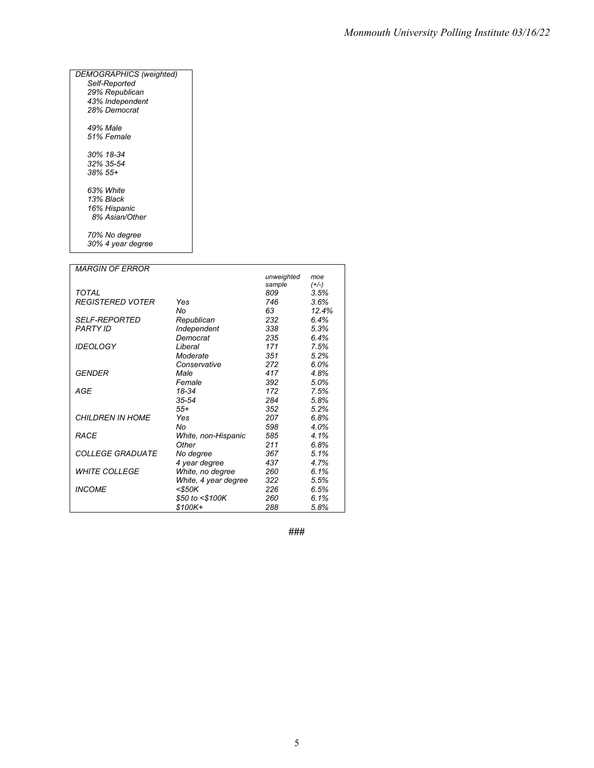*DEMOGRAPHICS (weighted)*

*Self-Reported*
*29% Republican*
*43% Independent*
*28% Democrat*

*49% Male*
*51% Female*

*30% 18-34*
*32% 35-54*
*38% 55+*

*63% White*
*13% Black*
*16% Hispanic*
*8% Asian/Other*

*70% No degree*
*30% 4 year degree*

*MARGIN OF ERROR*

| | | unweighted sample | moe (+/-) |
|---|---|---|---|
| TOTAL | | 809 | 3.5% |
| REGISTERED VOTER | Yes | 746 | 3.6% |
| | No | 63 | 12.4% |
| SELF-REPORTED PARTY ID | Republican | 232 | 6.4% |
| | Independent | 338 | 5.3% |
| | Democrat | 235 | 6.4% |
| IDEOLOGY | Liberal | 171 | 7.5% |
| | Moderate | 351 | 5.2% |
| | Conservative | 272 | 6.0% |
| GENDER | Male | 417 | 4.8% |
| | Female | 392 | 5.0% |
| AGE | 18-34 | 172 | 7.5% |
| | 35-54 | 284 | 5.8% |
| | 55+ | 352 | 5.2% |
| CHILDREN IN HOME | Yes | 207 | 6.8% |
| | No | 598 | 4.0% |
| RACE | White, non-Hispanic | 585 | 4.1% |
| | Other | 211 | 6.8% |
| COLLEGE GRADUATE | No degree | 367 | 5.1% |
| | 4 year degree | 437 | 4.7% |
| WHITE COLLEGE | White, no degree | 260 | 6.1% |
| | White, 4 year degree | 322 | 5.5% |
| INCOME | <$50K | 226 | 6.5% |
| | $50 to <$100K | 260 | 6.1% |
| | $100K+ | 288 | 5.8% |

###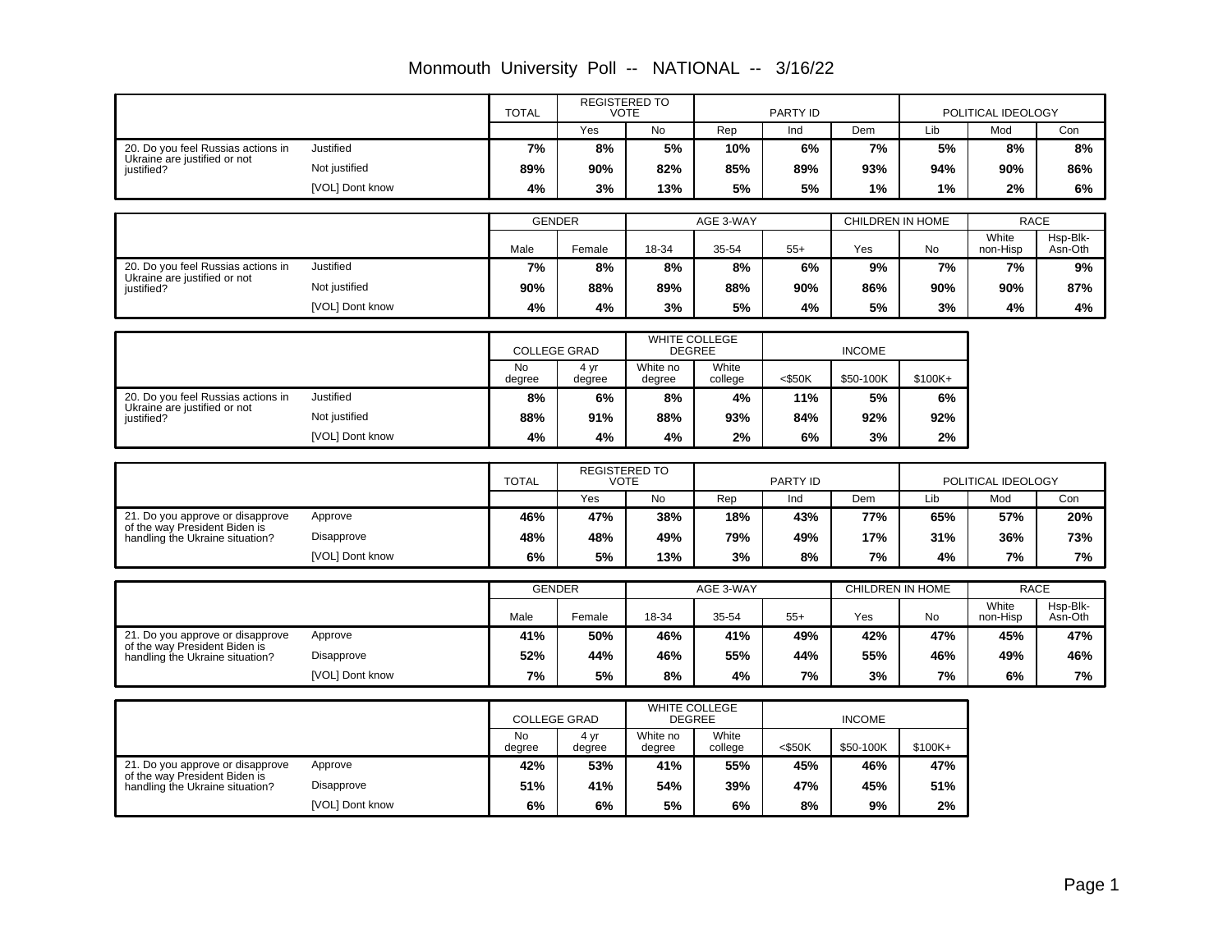# Monmouth University Poll -- NATIONAL -- 3/16/22

| | | TOTAL | REGISTERED TO VOTE | | PARTY ID | | | POLITICAL IDEOLOGY | | |
|---|---|---|---|---|---|---|---|---|---|---|
| | | | Yes | No | Rep | Ind | Dem | Lib | Mod | Con |
| 20. Do you feel Russias actions in Ukraine are justified or not justified? | Justified | 7% | 8% | 5% | 10% | 6% | 7% | 5% | 8% | 8% |
| | Not justified | 89% | 90% | 82% | 85% | 89% | 93% | 94% | 90% | 86% |
| | [VOL] Dont know | 4% | 3% | 13% | 5% | 5% | 1% | 1% | 2% | 6% |

| | | GENDER | | AGE 3-WAY | | | CHILDREN IN HOME | | RACE | |
|---|---|---|---|---|---|---|---|---|---|---|
| | | Male | Female | 18-34 | 35-54 | 55+ | Yes | No | White non-Hisp | Hsp-Blk-Asn-Oth |
| 20. Do you feel Russias actions in Ukraine are justified or not justified? | Justified | 7% | 8% | 8% | 8% | 6% | 9% | 7% | 7% | 9% |
| | Not justified | 90% | 88% | 89% | 88% | 90% | 86% | 90% | 90% | 87% |
| | [VOL] Dont know | 4% | 4% | 3% | 5% | 4% | 5% | 3% | 4% | 4% |

| | | COLLEGE GRAD | | WHITE COLLEGE DEGREE | | INCOME | | |
|---|---|---|---|---|---|---|---|---|
| | | No degree | 4 yr degree | White no degree | White college | <$50K | $50-100K | $100K+ |
| 20. Do you feel Russias actions in Ukraine are justified or not justified? | Justified | 8% | 6% | 8% | 4% | 11% | 5% | 6% |
| | Not justified | 88% | 91% | 88% | 93% | 84% | 92% | 92% |
| | [VOL] Dont know | 4% | 4% | 4% | 2% | 6% | 3% | 2% |

| | | TOTAL | REGISTERED TO VOTE | | PARTY ID | | | POLITICAL IDEOLOGY | | |
|---|---|---|---|---|---|---|---|---|---|---|
| | | | Yes | No | Rep | Ind | Dem | Lib | Mod | Con |
| 21. Do you approve or disapprove of the way President Biden is handling the Ukraine situation? | Approve | 46% | 47% | 38% | 18% | 43% | 77% | 65% | 57% | 20% |
| | Disapprove | 48% | 48% | 49% | 79% | 49% | 17% | 31% | 36% | 73% |
| | [VOL] Dont know | 6% | 5% | 13% | 3% | 8% | 7% | 4% | 7% | 7% |

| | | GENDER | | AGE 3-WAY | | | CHILDREN IN HOME | | RACE | |
|---|---|---|---|---|---|---|---|---|---|---|
| | | Male | Female | 18-34 | 35-54 | 55+ | Yes | No | White non-Hisp | Hsp-Blk-Asn-Oth |
| 21. Do you approve or disapprove of the way President Biden is handling the Ukraine situation? | Approve | 41% | 50% | 46% | 41% | 49% | 42% | 47% | 45% | 47% |
| | Disapprove | 52% | 44% | 46% | 55% | 44% | 55% | 46% | 49% | 46% |
| | [VOL] Dont know | 7% | 5% | 8% | 4% | 7% | 3% | 7% | 6% | 7% |

| | | COLLEGE GRAD | | WHITE COLLEGE DEGREE | | INCOME | | |
|---|---|---|---|---|---|---|---|---|
| | | No degree | 4 yr degree | White no degree | White college | <$50K | $50-100K | $100K+ |
| 21. Do you approve or disapprove of the way President Biden is handling the Ukraine situation? | Approve | 42% | 53% | 41% | 55% | 45% | 46% | 47% |
| | Disapprove | 51% | 41% | 54% | 39% | 47% | 45% | 51% |
| | [VOL] Dont know | 6% | 6% | 5% | 6% | 8% | 9% | 2% |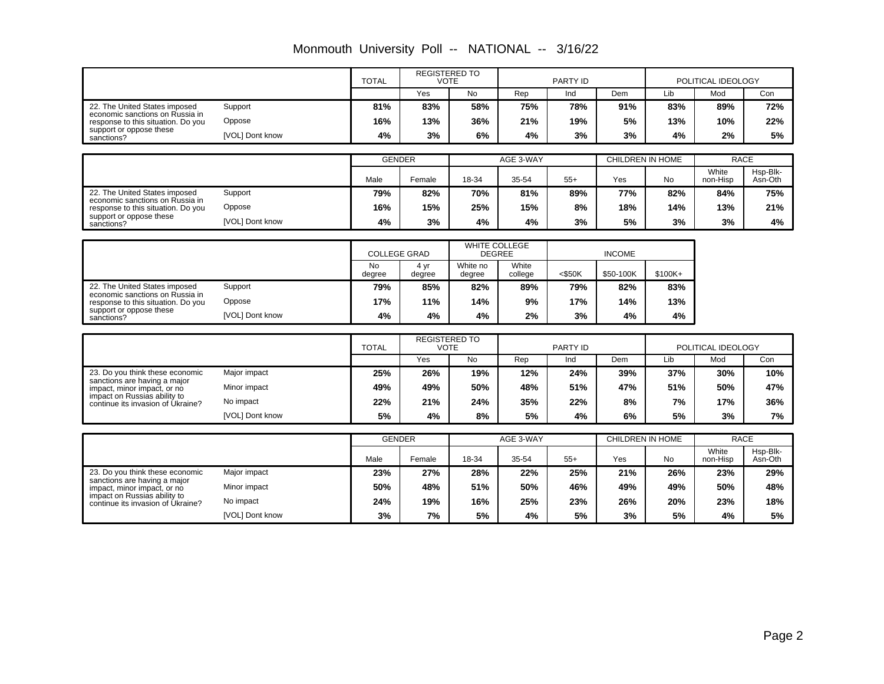# Monmouth University Poll -- NATIONAL -- 3/16/22

| | | TOTAL | REGISTERED TO VOTE | | PARTY ID | | | POLITICAL IDEOLOGY | | |
|---|---|---|---|---|---|---|---|---|---|---|
| | | | Yes | No | Rep | Ind | Dem | Lib | Mod | Con |
| 22. The United States imposed economic sanctions on Russia in response to this situation. Do you support or oppose these sanctions? | Support | 81% | 83% | 58% | 75% | 78% | 91% | 83% | 89% | 72% |
| | Oppose | 16% | 13% | 36% | 21% | 19% | 5% | 13% | 10% | 22% |
| | [VOL] Dont know | 4% | 3% | 6% | 4% | 3% | 3% | 4% | 2% | 5% |

| | | GENDER | | AGE 3-WAY | | | CHILDREN IN HOME | | RACE | |
|---|---|---|---|---|---|---|---|---|---|---|
| | | Male | Female | 18-34 | 35-54 | 55+ | Yes | No | White non-Hisp | Hsp-Blk-Asn-Oth |
| 22. The United States imposed economic sanctions on Russia in response to this situation. Do you support or oppose these sanctions? | Support | 79% | 82% | 70% | 81% | 89% | 77% | 82% | 84% | 75% |
| | Oppose | 16% | 15% | 25% | 15% | 8% | 18% | 14% | 13% | 21% |
| | [VOL] Dont know | 4% | 3% | 4% | 4% | 3% | 5% | 3% | 3% | 4% |

| | | COLLEGE GRAD | | WHITE COLLEGE DEGREE | | INCOME | | |
|---|---|---|---|---|---|---|---|---|
| | | No degree | 4 yr degree | White no degree | White college | <$50K | $50-100K | $100K+ |
| 22. The United States imposed economic sanctions on Russia in response to this situation. Do you support or oppose these sanctions? | Support | 79% | 85% | 82% | 89% | 79% | 82% | 83% |
| | Oppose | 17% | 11% | 14% | 9% | 17% | 14% | 13% |
| | [VOL] Dont know | 4% | 4% | 4% | 2% | 3% | 4% | 4% |

| | | TOTAL | REGISTERED TO VOTE | | PARTY ID | | | POLITICAL IDEOLOGY | | |
|---|---|---|---|---|---|---|---|---|---|---|
| | | | Yes | No | Rep | Ind | Dem | Lib | Mod | Con |
| 23. Do you think these economic sanctions are having a major impact, minor impact, or no impact on Russias ability to continue its invasion of Ukraine? | Major impact | 25% | 26% | 19% | 12% | 24% | 39% | 37% | 30% | 10% |
| | Minor impact | 49% | 49% | 50% | 48% | 51% | 47% | 51% | 50% | 47% |
| | No impact | 22% | 21% | 24% | 35% | 22% | 8% | 7% | 17% | 36% |
| | [VOL] Dont know | 5% | 4% | 8% | 5% | 4% | 6% | 5% | 3% | 7% |

| | | GENDER | | AGE 3-WAY | | | CHILDREN IN HOME | | RACE | |
|---|---|---|---|---|---|---|---|---|---|---|
| | | Male | Female | 18-34 | 35-54 | 55+ | Yes | No | White non-Hisp | Hsp-Blk-Asn-Oth |
| 23. Do you think these economic sanctions are having a major impact, minor impact, or no impact on Russias ability to continue its invasion of Ukraine? | Major impact | 23% | 27% | 28% | 22% | 25% | 21% | 26% | 23% | 29% |
| | Minor impact | 50% | 48% | 51% | 50% | 46% | 49% | 49% | 50% | 48% |
| | No impact | 24% | 19% | 16% | 25% | 23% | 26% | 20% | 23% | 18% |
| | [VOL] Dont know | 3% | 7% | 5% | 4% | 5% | 3% | 5% | 4% | 5% |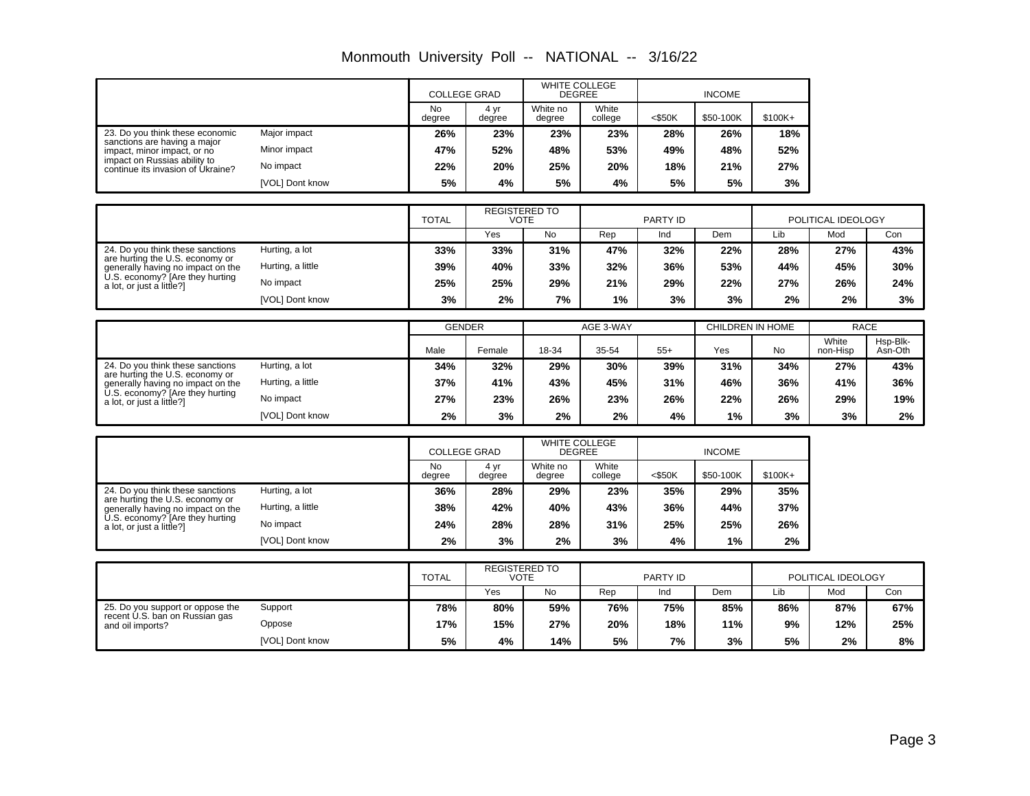# Monmouth University Poll -- NATIONAL -- 3/16/22

| | | COLLEGE GRAD | | WHITE COLLEGE DEGREE | | INCOME | | |
|---|---|---|---|---|---|---|---|---|
| | | No degree | 4 yr degree | White no degree | White college | <$50K | $50-100K | $100K+ |
| 23. Do you think these economic sanctions are having a major impact, minor impact, or no impact on Russias ability to continue its invasion of Ukraine? | Major impact | **26%** | **23%** | **23%** | **23%** | **28%** | **26%** | **18%** |
| | Minor impact | **47%** | **52%** | **48%** | **53%** | **49%** | **48%** | **52%** |
| | No impact | **22%** | **20%** | **25%** | **20%** | **18%** | **21%** | **27%** |
| | [VOL] Dont know | **5%** | **4%** | **5%** | **4%** | **5%** | **5%** | **3%** |

| | | TOTAL | REGISTERED TO VOTE | | PARTY ID | | | POLITICAL IDEOLOGY | | |
|---|---|---|---|---|---|---|---|---|---|---|
| | | | Yes | No | Rep | Ind | Dem | Lib | Mod | Con |
| 24. Do you think these sanctions are hurting the U.S. economy or generally having no impact on the U.S. economy? [Are they hurting a lot, or just a little?] | Hurting, a lot | **33%** | **33%** | **31%** | **47%** | **32%** | **22%** | **28%** | **27%** | **43%** |
| | Hurting, a little | **39%** | **40%** | **33%** | **32%** | **36%** | **53%** | **44%** | **45%** | **30%** |
| | No impact | **25%** | **25%** | **29%** | **21%** | **29%** | **22%** | **27%** | **26%** | **24%** |
| | [VOL] Dont know | **3%** | **2%** | **7%** | **1%** | **3%** | **3%** | **2%** | **2%** | **3%** |

| | | GENDER | | AGE 3-WAY | | | CHILDREN IN HOME | | RACE | |
|---|---|---|---|---|---|---|---|---|---|---|
| | | Male | Female | 18-34 | 35-54 | 55+ | Yes | No | White non-Hisp | Hsp-Blk-Asn-Oth |
| 24. Do you think these sanctions are hurting the U.S. economy or generally having no impact on the U.S. economy? [Are they hurting a lot, or just a little?] | Hurting, a lot | **34%** | **32%** | **29%** | **30%** | **39%** | **31%** | **34%** | **27%** | **43%** |
| | Hurting, a little | **37%** | **41%** | **43%** | **45%** | **31%** | **46%** | **36%** | **41%** | **36%** |
| | No impact | **27%** | **23%** | **26%** | **23%** | **26%** | **22%** | **26%** | **29%** | **19%** |
| | [VOL] Dont know | **2%** | **3%** | **2%** | **2%** | **4%** | **1%** | **3%** | **3%** | **2%** |

| | | COLLEGE GRAD | | WHITE COLLEGE DEGREE | | INCOME | | |
|---|---|---|---|---|---|---|---|---|
| | | No degree | 4 yr degree | White no degree | White college | <$50K | $50-100K | $100K+ |
| 24. Do you think these sanctions are hurting the U.S. economy or generally having no impact on the U.S. economy? [Are they hurting a lot, or just a little?] | Hurting, a lot | **36%** | **28%** | **29%** | **23%** | **35%** | **29%** | **35%** |
| | Hurting, a little | **38%** | **42%** | **40%** | **43%** | **36%** | **44%** | **37%** |
| | No impact | **24%** | **28%** | **28%** | **31%** | **25%** | **25%** | **26%** |
| | [VOL] Dont know | **2%** | **3%** | **2%** | **3%** | **4%** | **1%** | **2%** |

| | | TOTAL | REGISTERED TO VOTE | | PARTY ID | | | POLITICAL IDEOLOGY | | |
|---|---|---|---|---|---|---|---|---|---|---|
| | | | Yes | No | Rep | Ind | Dem | Lib | Mod | Con |
| 25. Do you support or oppose the recent U.S. ban on Russian gas and oil imports? | Support | **78%** | **80%** | **59%** | **76%** | **75%** | **85%** | **86%** | **87%** | **67%** |
| | Oppose | **17%** | **15%** | **27%** | **20%** | **18%** | **11%** | **9%** | **12%** | **25%** |
| | [VOL] Dont know | **5%** | **4%** | **14%** | **5%** | **7%** | **3%** | **5%** | **2%** | **8%** |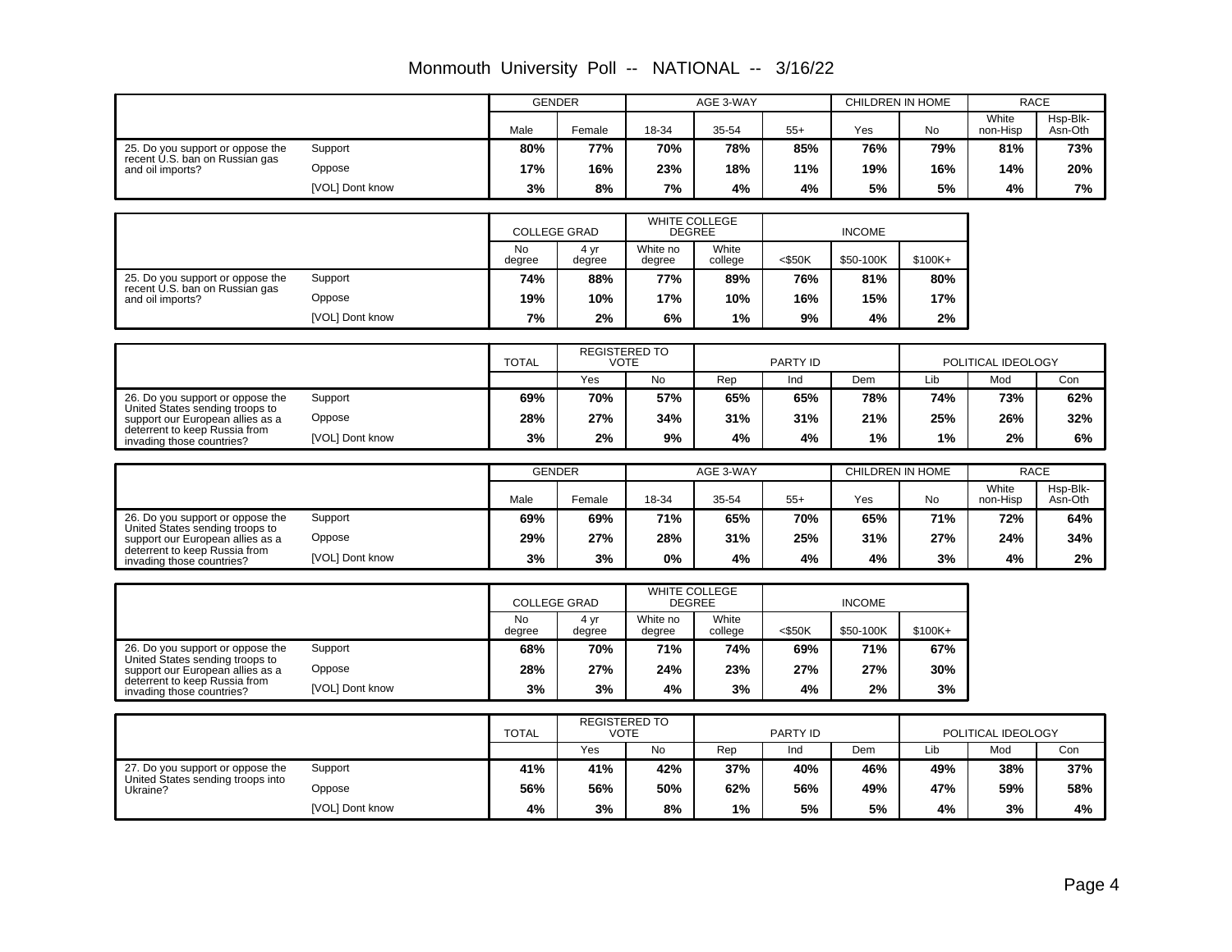# Monmouth University Poll -- NATIONAL -- 3/16/22

| | | GENDER | | AGE 3-WAY | | | CHILDREN IN HOME | | RACE | |
|---|---|---|---|---|---|---|---|---|---|---|
| | | Male | Female | 18-34 | 35-54 | 55+ | Yes | No | White non-Hisp | Hsp-Blk-Asn-Oth |
| 25. Do you support or oppose the recent U.S. ban on Russian gas and oil imports? | Support | **80%** | **77%** | **70%** | **78%** | **85%** | **76%** | **79%** | **81%** | **73%** |
| | Oppose | **17%** | **16%** | **23%** | **18%** | **11%** | **19%** | **16%** | **14%** | **20%** |
| | [VOL] Dont know | **3%** | **8%** | **7%** | **4%** | **4%** | **5%** | **5%** | **4%** | **7%** |

| | | COLLEGE GRAD | | WHITE COLLEGE DEGREE | | INCOME | | |
|---|---|---|---|---|---|---|---|---|
| | | No degree | 4 yr degree | White no degree | White college | <$50K | $50-100K | $100K+ |
| 25. Do you support or oppose the recent U.S. ban on Russian gas and oil imports? | Support | **74%** | **88%** | **77%** | **89%** | **76%** | **81%** | **80%** |
| | Oppose | **19%** | **10%** | **17%** | **10%** | **16%** | **15%** | **17%** |
| | [VOL] Dont know | **7%** | **2%** | **6%** | **1%** | **9%** | **4%** | **2%** |

| | | TOTAL | REGISTERED TO VOTE | | PARTY ID | | | POLITICAL IDEOLOGY | | |
|---|---|---|---|---|---|---|---|---|---|---|
| | | | Yes | No | Rep | Ind | Dem | Lib | Mod | Con |
| 26. Do you support or oppose the United States sending troops to support our European allies as a deterrent to keep Russia from invading those countries? | Support | **69%** | **70%** | **57%** | **65%** | **65%** | **78%** | **74%** | **73%** | **62%** |
| | Oppose | **28%** | **27%** | **34%** | **31%** | **31%** | **21%** | **25%** | **26%** | **32%** |
| | [VOL] Dont know | **3%** | **2%** | **9%** | **4%** | **4%** | **1%** | **1%** | **2%** | **6%** |

| | | GENDER | | AGE 3-WAY | | | CHILDREN IN HOME | | RACE | |
|---|---|---|---|---|---|---|---|---|---|---|
| | | Male | Female | 18-34 | 35-54 | 55+ | Yes | No | White non-Hisp | Hsp-Blk-Asn-Oth |
| 26. Do you support or oppose the United States sending troops to support our European allies as a deterrent to keep Russia from invading those countries? | Support | **69%** | **69%** | **71%** | **65%** | **70%** | **65%** | **71%** | **72%** | **64%** |
| | Oppose | **29%** | **27%** | **28%** | **31%** | **25%** | **31%** | **27%** | **24%** | **34%** |
| | [VOL] Dont know | **3%** | **3%** | **0%** | **4%** | **4%** | **4%** | **3%** | **4%** | **2%** |

| | | COLLEGE GRAD | | WHITE COLLEGE DEGREE | | INCOME | | |
|---|---|---|---|---|---|---|---|---|
| | | No degree | 4 yr degree | White no degree | White college | <$50K | $50-100K | $100K+ |
| 26. Do you support or oppose the United States sending troops to support our European allies as a deterrent to keep Russia from invading those countries? | Support | **68%** | **70%** | **71%** | **74%** | **69%** | **71%** | **67%** |
| | Oppose | **28%** | **27%** | **24%** | **23%** | **27%** | **27%** | **30%** |
| | [VOL] Dont know | **3%** | **3%** | **4%** | **3%** | **4%** | **2%** | **3%** |

| | | TOTAL | REGISTERED TO VOTE | | PARTY ID | | | POLITICAL IDEOLOGY | | |
|---|---|---|---|---|---|---|---|---|---|---|
| | | | Yes | No | Rep | Ind | Dem | Lib | Mod | Con |
| 27. Do you support or oppose the United States sending troops into Ukraine? | Support | **41%** | **41%** | **42%** | **37%** | **40%** | **46%** | **49%** | **38%** | **37%** |
| | Oppose | **56%** | **56%** | **50%** | **62%** | **56%** | **49%** | **47%** | **59%** | **58%** |
| | [VOL] Dont know | **4%** | **3%** | **8%** | **1%** | **5%** | **5%** | **4%** | **3%** | **4%** |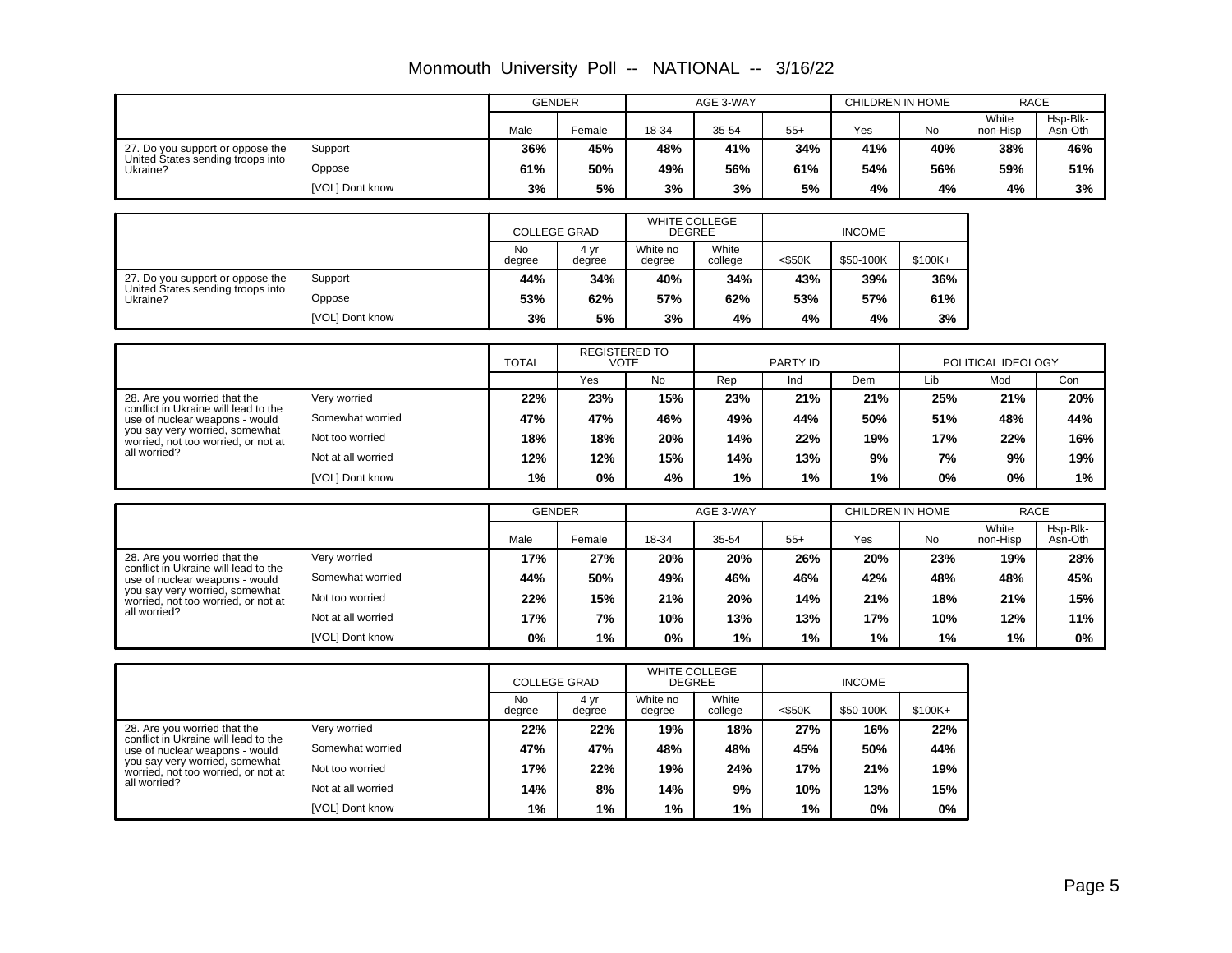# Monmouth University Poll -- NATIONAL -- 3/16/22

| | | GENDER | | AGE 3-WAY | | | CHILDREN IN HOME | | RACE | |
|---|---|---|---|---|---|---|---|---|---|---|
| | | Male | Female | 18-34 | 35-54 | 55+ | Yes | No | White non-Hisp | Hsp-Blk-Asn-Oth |
| 27. Do you support or oppose the United States sending troops into Ukraine? | Support | 36% | 45% | 48% | 41% | 34% | 41% | 40% | 38% | 46% |
| | Oppose | 61% | 50% | 49% | 56% | 61% | 54% | 56% | 59% | 51% |
| | [VOL] Dont know | 3% | 5% | 3% | 3% | 5% | 4% | 4% | 4% | 3% |

| | | COLLEGE GRAD | | WHITE COLLEGE DEGREE | | INCOME | | |
|---|---|---|---|---|---|---|---|---|
| | | No degree | 4 yr degree | White no degree | White college | <$50K | $50-100K | $100K+ |
| 27. Do you support or oppose the United States sending troops into Ukraine? | Support | 44% | 34% | 40% | 34% | 43% | 39% | 36% |
| | Oppose | 53% | 62% | 57% | 62% | 53% | 57% | 61% |
| | [VOL] Dont know | 3% | 5% | 3% | 4% | 4% | 4% | 3% |

| | | TOTAL | REGISTERED TO VOTE | | PARTY ID | | | POLITICAL IDEOLOGY | | |
|---|---|---|---|---|---|---|---|---|---|---|
| | | | Yes | No | Rep | Ind | Dem | Lib | Mod | Con |
| 28. Are you worried that the conflict in Ukraine will lead to the use of nuclear weapons - would you say very worried, somewhat worried, not too worried, or not at all worried? | Very worried | 22% | 23% | 15% | 23% | 21% | 21% | 25% | 21% | 20% |
| | Somewhat worried | 47% | 47% | 46% | 49% | 44% | 50% | 51% | 48% | 44% |
| | Not too worried | 18% | 18% | 20% | 14% | 22% | 19% | 17% | 22% | 16% |
| | Not at all worried | 12% | 12% | 15% | 14% | 13% | 9% | 7% | 9% | 19% |
| | [VOL] Dont know | 1% | 0% | 4% | 1% | 1% | 1% | 0% | 0% | 1% |

| | | GENDER | | AGE 3-WAY | | | CHILDREN IN HOME | | RACE | |
|---|---|---|---|---|---|---|---|---|---|---|
| | | Male | Female | 18-34 | 35-54 | 55+ | Yes | No | White non-Hisp | Hsp-Blk-Asn-Oth |
| 28. Are you worried that the conflict in Ukraine will lead to the use of nuclear weapons - would you say very worried, somewhat worried, not too worried, or not at all worried? | Very worried | 17% | 27% | 20% | 20% | 26% | 20% | 23% | 19% | 28% |
| | Somewhat worried | 44% | 50% | 49% | 46% | 46% | 42% | 48% | 48% | 45% |
| | Not too worried | 22% | 15% | 21% | 20% | 14% | 21% | 18% | 21% | 15% |
| | Not at all worried | 17% | 7% | 10% | 13% | 13% | 17% | 10% | 12% | 11% |
| | [VOL] Dont know | 0% | 1% | 0% | 1% | 1% | 1% | 1% | 1% | 0% |

| | | COLLEGE GRAD | | WHITE COLLEGE DEGREE | | INCOME | | |
|---|---|---|---|---|---|---|---|---|
| | | No degree | 4 yr degree | White no degree | White college | <$50K | $50-100K | $100K+ |
| 28. Are you worried that the conflict in Ukraine will lead to the use of nuclear weapons - would you say very worried, somewhat worried, not too worried, or not at all worried? | Very worried | 22% | 22% | 19% | 18% | 27% | 16% | 22% |
| | Somewhat worried | 47% | 47% | 48% | 48% | 45% | 50% | 44% |
| | Not too worried | 17% | 22% | 19% | 24% | 17% | 21% | 19% |
| | Not at all worried | 14% | 8% | 14% | 9% | 10% | 13% | 15% |
| | [VOL] Dont know | 1% | 1% | 1% | 1% | 1% | 0% | 0% |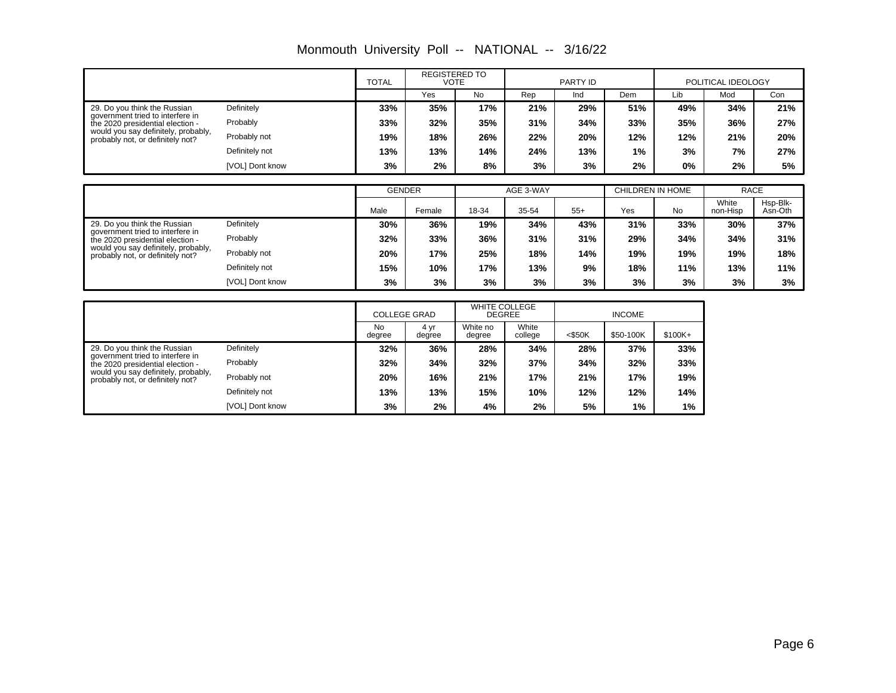# Monmouth University Poll -- NATIONAL -- 3/16/22

| | | TOTAL | REGISTERED TO VOTE | | PARTY ID | | | POLITICAL IDEOLOGY | | |
|---|---|---|---|---|---|---|---|---|---|---|
| | | | Yes | No | Rep | Ind | Dem | Lib | Mod | Con |
| 29. Do you think the Russian government tried to interfere in the 2020 presidential election - would you say definitely, probably, probably not, or definitely not? | Definitely | 33% | 35% | 17% | 21% | 29% | 51% | 49% | 34% | 21% |
| | Probably | 33% | 32% | 35% | 31% | 34% | 33% | 35% | 36% | 27% |
| | Probably not | 19% | 18% | 26% | 22% | 20% | 12% | 12% | 21% | 20% |
| | Definitely not | 13% | 13% | 14% | 24% | 13% | 1% | 3% | 7% | 27% |
| | [VOL] Dont know | 3% | 2% | 8% | 3% | 3% | 2% | 0% | 2% | 5% |

| | | GENDER | | AGE 3-WAY | | | CHILDREN IN HOME | | RACE | |
|---|---|---|---|---|---|---|---|---|---|---|
| | | Male | Female | 18-34 | 35-54 | 55+ | Yes | No | White non-Hisp | Hsp-Blk-Asn-Oth |
| 29. Do you think the Russian government tried to interfere in the 2020 presidential election - would you say definitely, probably, probably not, or definitely not? | Definitely | 30% | 36% | 19% | 34% | 43% | 31% | 33% | 30% | 37% |
| | Probably | 32% | 33% | 36% | 31% | 31% | 29% | 34% | 34% | 31% |
| | Probably not | 20% | 17% | 25% | 18% | 14% | 19% | 19% | 19% | 18% |
| | Definitely not | 15% | 10% | 17% | 13% | 9% | 18% | 11% | 13% | 11% |
| | [VOL] Dont know | 3% | 3% | 3% | 3% | 3% | 3% | 3% | 3% | 3% |

| | | COLLEGE GRAD | | WHITE COLLEGE DEGREE | | INCOME | | |
|---|---|---|---|---|---|---|---|---|
| | | No degree | 4 yr degree | White no degree | White college | <$50K | $50-100K | $100K+ |
| 29. Do you think the Russian government tried to interfere in the 2020 presidential election - would you say definitely, probably, probably not, or definitely not? | Definitely | 32% | 36% | 28% | 34% | 28% | 37% | 33% |
| | Probably | 32% | 34% | 32% | 37% | 34% | 32% | 33% |
| | Probably not | 20% | 16% | 21% | 17% | 21% | 17% | 19% |
| | Definitely not | 13% | 13% | 15% | 10% | 12% | 12% | 14% |
| | [VOL] Dont know | 3% | 2% | 4% | 2% | 5% | 1% | 1% |